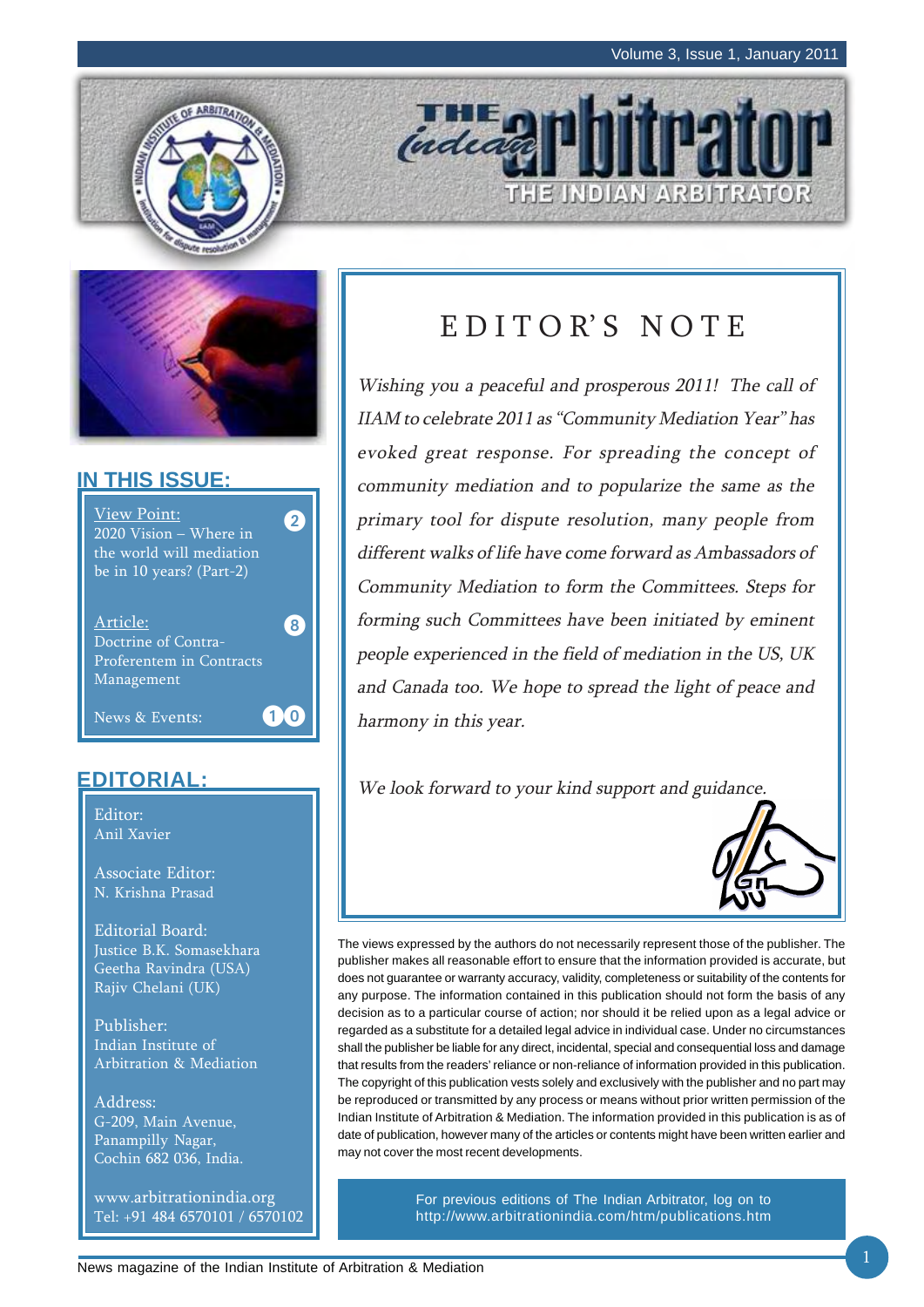# THE INDIAN ARBITRATOR

## IN THIS ISSUE:

View Point: 2020 Vision – Where in the world will mediation be in 10 years? (Part-2) — 2

Article: Doctrine of Contra-Proferentem in Contracts Management — 8

News & Events: — 10

## EDITORIAL:

Editor:
Anil Xavier

Associate Editor:
N. Krishna Prasad

Editorial Board:
Justice B.K. Somasekhara
Geetha Ravindra (USA)
Rajiv Chelani (UK)

Publisher:
Indian Institute of Arbitration & Mediation

Address:
G-209, Main Avenue,
Panampilly Nagar,
Cochin 682 036, India.

www.arbitrationindia.org
Tel: +91 484 6570101 / 6570102

## EDITOR'S NOTE

*Wishing you a peaceful and prosperous 2011! The call of IIAM to celebrate 2011 as "Community Mediation Year" has evoked great response. For spreading the concept of community mediation and to popularize the same as the primary tool for dispute resolution, many people from different walks of life have come forward as Ambassadors of Community Mediation to form the Committees. Steps for forming such Committees have been initiated by eminent people experienced in the field of mediation in the US, UK and Canada too. We hope to spread the light of peace and harmony in this year.*

*We look forward to your kind support and guidance.*

The views expressed by the authors do not necessarily represent those of the publisher. The publisher makes all reasonable effort to ensure that the information provided is accurate, but does not guarantee or warranty accuracy, validity, completeness or suitability of the contents for any purpose. The information contained in this publication should not form the basis of any decision as to a particular course of action; nor should it be relied upon as a legal advice or regarded as a substitute for a detailed legal advice in individual case. Under no circumstances shall the publisher be liable for any direct, incidental, special and consequential loss and damage that results from the readers' reliance or non-reliance of information provided in this publication. The copyright of this publication vests solely and exclusively with the publisher and no part may be reproduced or transmitted by any process or means without prior written permission of the Indian Institute of Arbitration & Mediation. The information provided in this publication is as of date of publication, however many of the articles or contents might have been written earlier and may not cover the most recent developments.

For previous editions of The Indian Arbitrator, log on to http://www.arbitrationindia.com/htm/publications.htm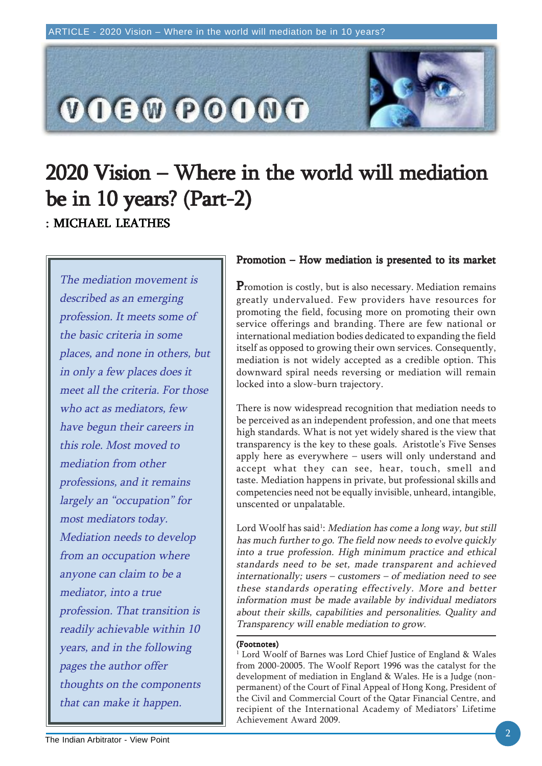# 2020 Vision – Where in the world will mediation be in 10 years? (Part-2)

**: MICHAEL LEATHES**

*The mediation movement is described as an emerging profession. It meets some of the basic criteria in some places, and none in others, but in only a few places does it meet all the criteria. For those who act as mediators, few have begun their careers in this role. Most moved to mediation from other professions, and it remains largely an "occupation" for most mediators today. Mediation needs to develop from an occupation where anyone can claim to be a mediator, into a true profession. That transition is readily achievable within 10 years, and in the following pages the author offer thoughts on the components that can make it happen.*

## Promotion – How mediation is presented to its market

Promotion is costly, but is also necessary. Mediation remains greatly undervalued. Few providers have resources for promoting the field, focusing more on promoting their own service offerings and branding. There are few national or international mediation bodies dedicated to expanding the field itself as opposed to growing their own services. Consequently, mediation is not widely accepted as a credible option. This downward spiral needs reversing or mediation will remain locked into a slow-burn trajectory.

There is now widespread recognition that mediation needs to be perceived as an independent profession, and one that meets high standards. What is not yet widely shared is the view that transparency is the key to these goals. Aristotle's Five Senses apply here as everywhere – users will only understand and accept what they can see, hear, touch, smell and taste. Mediation happens in private, but professional skills and competencies need not be equally invisible, unheard, intangible, unscented or unpalatable.

Lord Woolf has said[1]: *Mediation has come a long way, but still has much further to go. The field now needs to evolve quickly into a true profession. High minimum practice and ethical standards need to be set, made transparent and achieved internationally; users – customers – of mediation need to see these standards operating effectively. More and better information must be made available by individual mediators about their skills, capabilities and personalities. Quality and Transparency will enable mediation to grow.*

---

**(Footnotes)**

[1] Lord Woolf of Barnes was Lord Chief Justice of England & Wales from 2000-20005. The Woolf Report 1996 was the catalyst for the development of mediation in England & Wales. He is a Judge (non-permanent) of the Court of Final Appeal of Hong Kong, President of the Civil and Commercial Court of the Qatar Financial Centre, and recipient of the International Academy of Mediators' Lifetime Achievement Award 2009.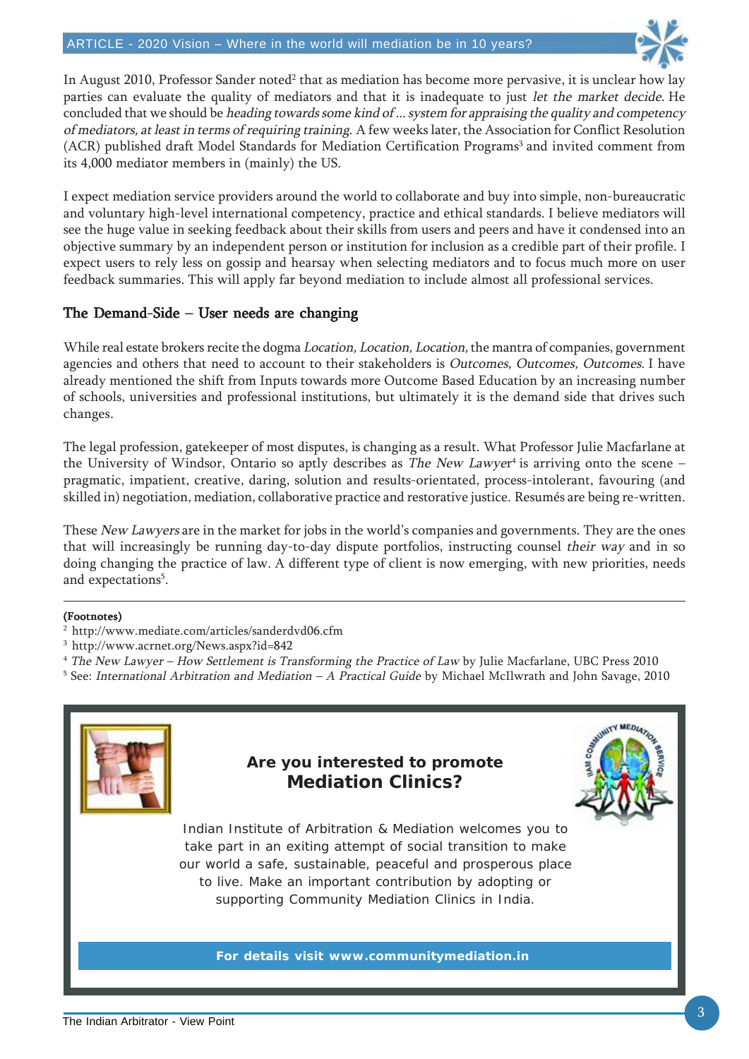In August 2010, Professor Sander noted[2] that as mediation has become more pervasive, it is unclear how lay parties can evaluate the quality of mediators and that it is inadequate to just *let the market decide*. He concluded that we should be *heading towards some kind of ... system for appraising the quality and competency of mediators, at least in terms of requiring training*. A few weeks later, the Association for Conflict Resolution (ACR) published draft Model Standards for Mediation Certification Programs[3] and invited comment from its 4,000 mediator members in (mainly) the US.

I expect mediation service providers around the world to collaborate and buy into simple, non-bureaucratic and voluntary high-level international competency, practice and ethical standards. I believe mediators will see the huge value in seeking feedback about their skills from users and peers and have it condensed into an objective summary by an independent person or institution for inclusion as a credible part of their profile. I expect users to rely less on gossip and hearsay when selecting mediators and to focus much more on user feedback summaries. This will apply far beyond mediation to include almost all professional services.

## The Demand-Side – User needs are changing

While real estate brokers recite the dogma *Location, Location, Location,* the mantra of companies, government agencies and others that need to account to their stakeholders is *Outcomes, Outcomes, Outcomes*. I have already mentioned the shift from Inputs towards more Outcome Based Education by an increasing number of schools, universities and professional institutions, but ultimately it is the demand side that drives such changes.

The legal profession, gatekeeper of most disputes, is changing as a result. What Professor Julie Macfarlane at the University of Windsor, Ontario so aptly describes as *The New Lawyer*[4] is arriving onto the scene – pragmatic, impatient, creative, daring, solution and results-orientated, process-intolerant, favouring (and skilled in) negotiation, mediation, collaborative practice and restorative justice. Resumés are being re-written.

These *New Lawyers* are in the market for jobs in the world's companies and governments. They are the ones that will increasingly be running day-to-day dispute portfolios, instructing counsel *their way* and in so doing changing the practice of law. A different type of client is now emerging, with new priorities, needs and expectations[5].

---

**(Footnotes)**

[2] http://www.mediate.com/articles/sanderdvd06.cfm

[3] http://www.acrnet.org/News.aspx?id=842

[4] *The New Lawyer – How Settlement is Transforming the Practice of Law* by Julie Macfarlane, UBC Press 2010

[5] See: *International Arbitration and Mediation – A Practical Guide* by Michael McIlwrath and John Savage, 2010

---

**Are you interested to promote**
**Mediation Clinics?**

Indian Institute of Arbitration & Mediation welcomes you to take part in an exiting attempt of social transition to make our world a safe, sustainable, peaceful and prosperous place to live. Make an important contribution by adopting or supporting Community Mediation Clinics in India.

**For details visit www.communitymediation.in**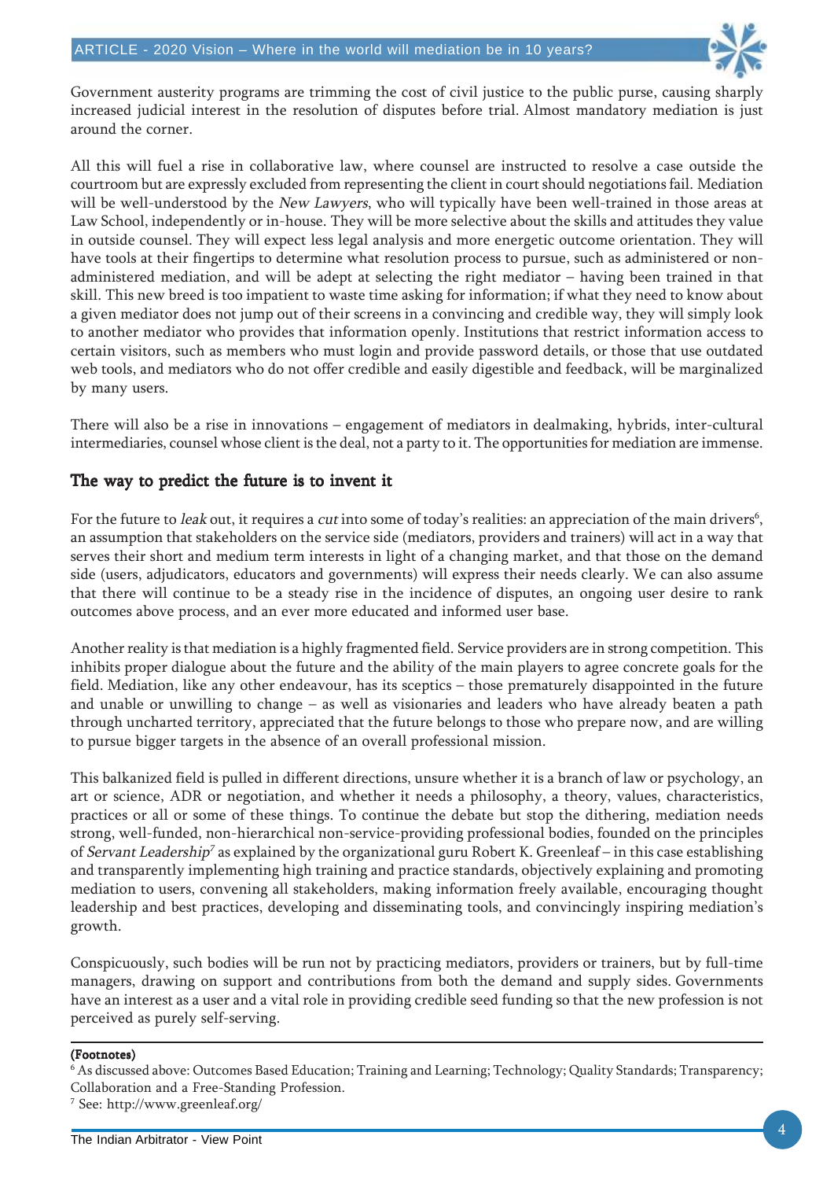Government austerity programs are trimming the cost of civil justice to the public purse, causing sharply increased judicial interest in the resolution of disputes before trial. Almost mandatory mediation is just around the corner.

All this will fuel a rise in collaborative law, where counsel are instructed to resolve a case outside the courtroom but are expressly excluded from representing the client in court should negotiations fail. Mediation will be well-understood by the *New Lawyers*, who will typically have been well-trained in those areas at Law School, independently or in-house. They will be more selective about the skills and attitudes they value in outside counsel. They will expect less legal analysis and more energetic outcome orientation. They will have tools at their fingertips to determine what resolution process to pursue, such as administered or non-administered mediation, and will be adept at selecting the right mediator – having been trained in that skill. This new breed is too impatient to waste time asking for information; if what they need to know about a given mediator does not jump out of their screens in a convincing and credible way, they will simply look to another mediator who provides that information openly. Institutions that restrict information access to certain visitors, such as members who must login and provide password details, or those that use outdated web tools, and mediators who do not offer credible and easily digestible and feedback, will be marginalized by many users.

There will also be a rise in innovations – engagement of mediators in dealmaking, hybrids, inter-cultural intermediaries, counsel whose client is the deal, not a party to it. The opportunities for mediation are immense.

## The way to predict the future is to invent it

For the future to *leak* out, it requires a *cut* into some of today's realities: an appreciation of the main drivers[6], an assumption that stakeholders on the service side (mediators, providers and trainers) will act in a way that serves their short and medium term interests in light of a changing market, and that those on the demand side (users, adjudicators, educators and governments) will express their needs clearly. We can also assume that there will continue to be a steady rise in the incidence of disputes, an ongoing user desire to rank outcomes above process, and an ever more educated and informed user base.

Another reality is that mediation is a highly fragmented field. Service providers are in strong competition. This inhibits proper dialogue about the future and the ability of the main players to agree concrete goals for the field. Mediation, like any other endeavour, has its sceptics – those prematurely disappointed in the future and unable or unwilling to change – as well as visionaries and leaders who have already beaten a path through uncharted territory, appreciated that the future belongs to those who prepare now, and are willing to pursue bigger targets in the absence of an overall professional mission.

This balkanized field is pulled in different directions, unsure whether it is a branch of law or psychology, an art or science, ADR or negotiation, and whether it needs a philosophy, a theory, values, characteristics, practices or all or some of these things. To continue the debate but stop the dithering, mediation needs strong, well-funded, non-hierarchical non-service-providing professional bodies, founded on the principles of *Servant Leadership*[7] as explained by the organizational guru Robert K. Greenleaf – in this case establishing and transparently implementing high training and practice standards, objectively explaining and promoting mediation to users, convening all stakeholders, making information freely available, encouraging thought leadership and best practices, developing and disseminating tools, and convincingly inspiring mediation's growth.

Conspicuously, such bodies will be run not by practicing mediators, providers or trainers, but by full-time managers, drawing on support and contributions from both the demand and supply sides. Governments have an interest as a user and a vital role in providing credible seed funding so that the new profession is not perceived as purely self-serving.

---

**(Footnotes)**

[6] As discussed above: Outcomes Based Education; Training and Learning; Technology; Quality Standards; Transparency; Collaboration and a Free-Standing Profession.

[7] See: http://www.greenleaf.org/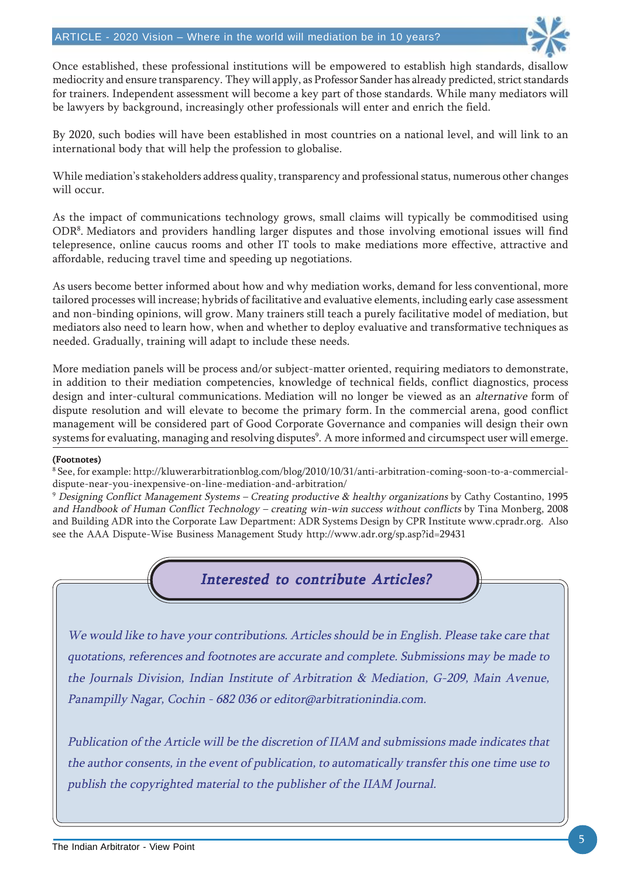Once established, these professional institutions will be empowered to establish high standards, disallow mediocrity and ensure transparency. They will apply, as Professor Sander has already predicted, strict standards for trainers. Independent assessment will become a key part of those standards. While many mediators will be lawyers by background, increasingly other professionals will enter and enrich the field.

By 2020, such bodies will have been established in most countries on a national level, and will link to an international body that will help the profession to globalise.

While mediation's stakeholders address quality, transparency and professional status, numerous other changes will occur.

As the impact of communications technology grows, small claims will typically be commoditised using ODR[8]. Mediators and providers handling larger disputes and those involving emotional issues will find telepresence, online caucus rooms and other IT tools to make mediations more effective, attractive and affordable, reducing travel time and speeding up negotiations.

As users become better informed about how and why mediation works, demand for less conventional, more tailored processes will increase; hybrids of facilitative and evaluative elements, including early case assessment and non-binding opinions, will grow. Many trainers still teach a purely facilitative model of mediation, but mediators also need to learn how, when and whether to deploy evaluative and transformative techniques as needed. Gradually, training will adapt to include these needs.

More mediation panels will be process and/or subject-matter oriented, requiring mediators to demonstrate, in addition to their mediation competencies, knowledge of technical fields, conflict diagnostics, process design and inter-cultural communications. Mediation will no longer be viewed as an *alternative* form of dispute resolution and will elevate to become the primary form. In the commercial arena, good conflict management will be considered part of Good Corporate Governance and companies will design their own systems for evaluating, managing and resolving disputes[9]. A more informed and circumspect user will emerge.

**(Footnotes)**

[8] See, for example: http://kluwerarbitrationblog.com/blog/2010/10/31/anti-arbitration-coming-soon-to-a-commercial-dispute-near-you-inexpensive-on-line-mediation-and-arbitration/

[9] *Designing Conflict Management Systems – Creating productive & healthy organizations* by Cathy Costantino, 1995 *and Handbook of Human Conflict Technology – creating win-win success without conflicts* by Tina Monberg, 2008 and Building ADR into the Corporate Law Department: ADR Systems Design by CPR Institute www.cpradr.org. Also see the AAA Dispute-Wise Business Management Study http://www.adr.org/sp.asp?id=29431

## *Interested to contribute Articles?*

*We would like to have your contributions. Articles should be in English. Please take care that quotations, references and footnotes are accurate and complete. Submissions may be made to the Journals Division, Indian Institute of Arbitration & Mediation, G-209, Main Avenue, Panampilly Nagar, Cochin - 682 036 or editor@arbitrationindia.com.*

*Publication of the Article will be the discretion of IIAM and submissions made indicates that the author consents, in the event of publication, to automatically transfer this one time use to publish the copyrighted material to the publisher of the IIAM Journal.*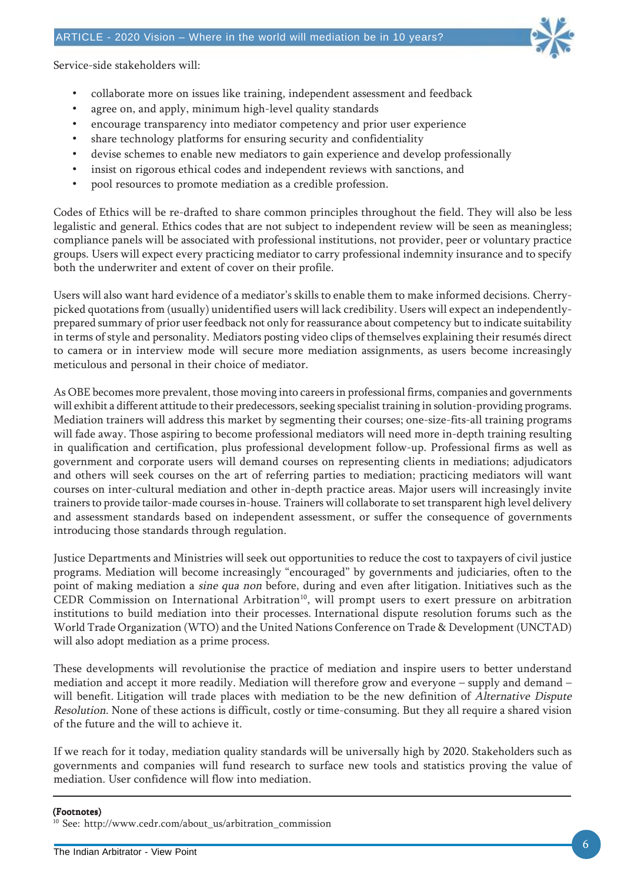Service-side stakeholders will:

- collaborate more on issues like training, independent assessment and feedback
- agree on, and apply, minimum high-level quality standards
- encourage transparency into mediator competency and prior user experience
- share technology platforms for ensuring security and confidentiality
- devise schemes to enable new mediators to gain experience and develop professionally
- insist on rigorous ethical codes and independent reviews with sanctions, and
- pool resources to promote mediation as a credible profession.

Codes of Ethics will be re-drafted to share common principles throughout the field. They will also be less legalistic and general. Ethics codes that are not subject to independent review will be seen as meaningless; compliance panels will be associated with professional institutions, not provider, peer or voluntary practice groups. Users will expect every practicing mediator to carry professional indemnity insurance and to specify both the underwriter and extent of cover on their profile.

Users will also want hard evidence of a mediator's skills to enable them to make informed decisions. Cherry-picked quotations from (usually) unidentified users will lack credibility. Users will expect an independently-prepared summary of prior user feedback not only for reassurance about competency but to indicate suitability in terms of style and personality. Mediators posting video clips of themselves explaining their resumés direct to camera or in interview mode will secure more mediation assignments, as users become increasingly meticulous and personal in their choice of mediator.

As OBE becomes more prevalent, those moving into careers in professional firms, companies and governments will exhibit a different attitude to their predecessors, seeking specialist training in solution-providing programs. Mediation trainers will address this market by segmenting their courses; one-size-fits-all training programs will fade away. Those aspiring to become professional mediators will need more in-depth training resulting in qualification and certification, plus professional development follow-up. Professional firms as well as government and corporate users will demand courses on representing clients in mediations; adjudicators and others will seek courses on the art of referring parties to mediation; practicing mediators will want courses on inter-cultural mediation and other in-depth practice areas. Major users will increasingly invite trainers to provide tailor-made courses in-house. Trainers will collaborate to set transparent high level delivery and assessment standards based on independent assessment, or suffer the consequence of governments introducing those standards through regulation.

Justice Departments and Ministries will seek out opportunities to reduce the cost to taxpayers of civil justice programs. Mediation will become increasingly "encouraged" by governments and judiciaries, often to the point of making mediation a *sine qua non* before, during and even after litigation. Initiatives such as the CEDR Commission on International Arbitration[10], will prompt users to exert pressure on arbitration institutions to build mediation into their processes. International dispute resolution forums such as the World Trade Organization (WTO) and the United Nations Conference on Trade & Development (UNCTAD) will also adopt mediation as a prime process.

These developments will revolutionise the practice of mediation and inspire users to better understand mediation and accept it more readily. Mediation will therefore grow and everyone – supply and demand – will benefit. Litigation will trade places with mediation to be the new definition of *Alternative Dispute Resolution*. None of these actions is difficult, costly or time-consuming. But they all require a shared vision of the future and the will to achieve it.

If we reach for it today, mediation quality standards will be universally high by 2020. Stakeholders such as governments and companies will fund research to surface new tools and statistics proving the value of mediation. User confidence will flow into mediation.

---

**(Footnotes)**

[10] See: http://www.cedr.com/about_us/arbitration_commission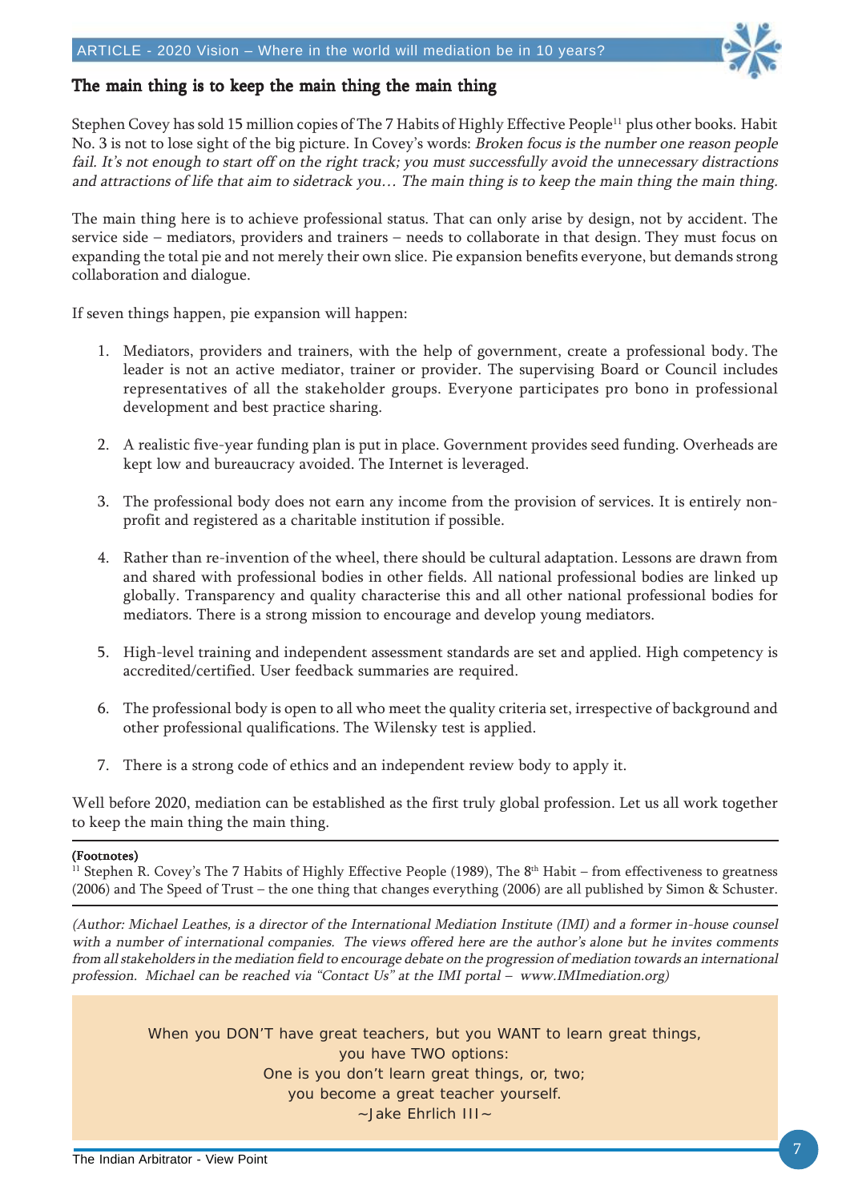## The main thing is to keep the main thing the main thing

Stephen Covey has sold 15 million copies of The 7 Habits of Highly Effective People[11] plus other books. Habit No. 3 is not to lose sight of the big picture. In Covey's words: *Broken focus is the number one reason people fail. It's not enough to start off on the right track; you must successfully avoid the unnecessary distractions and attractions of life that aim to sidetrack you… The main thing is to keep the main thing the main thing.*

The main thing here is to achieve professional status. That can only arise by design, not by accident. The service side – mediators, providers and trainers – needs to collaborate in that design. They must focus on expanding the total pie and not merely their own slice. Pie expansion benefits everyone, but demands strong collaboration and dialogue.

If seven things happen, pie expansion will happen:

1. Mediators, providers and trainers, with the help of government, create a professional body. The leader is not an active mediator, trainer or provider. The supervising Board or Council includes representatives of all the stakeholder groups. Everyone participates pro bono in professional development and best practice sharing.

2. A realistic five-year funding plan is put in place. Government provides seed funding. Overheads are kept low and bureaucracy avoided. The Internet is leveraged.

3. The professional body does not earn any income from the provision of services. It is entirely non-profit and registered as a charitable institution if possible.

4. Rather than re-invention of the wheel, there should be cultural adaptation. Lessons are drawn from and shared with professional bodies in other fields. All national professional bodies are linked up globally. Transparency and quality characterise this and all other national professional bodies for mediators. There is a strong mission to encourage and develop young mediators.

5. High-level training and independent assessment standards are set and applied. High competency is accredited/certified. User feedback summaries are required.

6. The professional body is open to all who meet the quality criteria set, irrespective of background and other professional qualifications. The Wilensky test is applied.

7. There is a strong code of ethics and an independent review body to apply it.

Well before 2020, mediation can be established as the first truly global profession. Let us all work together to keep the main thing the main thing.

---

**(Footnotes)**

[11] Stephen R. Covey's The 7 Habits of Highly Effective People (1989), The 8th Habit – from effectiveness to greatness (2006) and The Speed of Trust – the one thing that changes everything (2006) are all published by Simon & Schuster.

---

*(Author: Michael Leathes, is a director of the International Mediation Institute (IMI) and a former in-house counsel with a number of international companies. The views offered here are the author's alone but he invites comments from all stakeholders in the mediation field to encourage debate on the progression of mediation towards an international profession. Michael can be reached via "Contact Us" at the IMI portal – www.IMImediation.org)*

> When you DON'T have great teachers, but you WANT to learn great things,
> you have TWO options:
> One is you don't learn great things, or, two;
> you become a great teacher yourself.
> ~Jake Ehrlich III~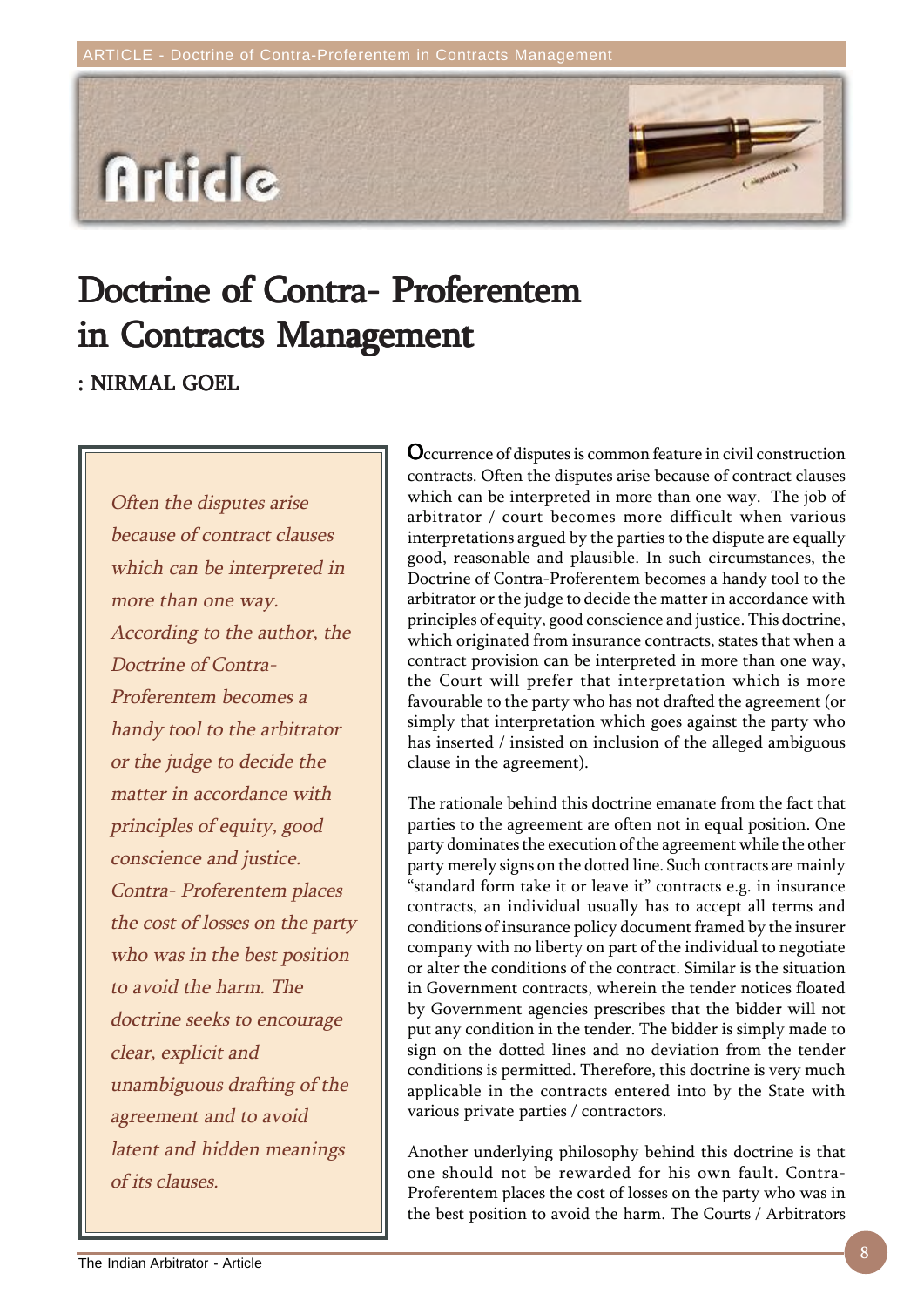# Doctrine of Contra- Proferentem in Contracts Management

**: NIRMAL GOEL**

*Often the disputes arise because of contract clauses which can be interpreted in more than one way. According to the author, the Doctrine of Contra-Proferentem becomes a handy tool to the arbitrator or the judge to decide the matter in accordance with principles of equity, good conscience and justice. Contra- Proferentem places the cost of losses on the party who was in the best position to avoid the harm. The doctrine seeks to encourage clear, explicit and unambiguous drafting of the agreement and to avoid latent and hidden meanings of its clauses.*

Occurrence of disputes is common feature in civil construction contracts. Often the disputes arise because of contract clauses which can be interpreted in more than one way. The job of arbitrator / court becomes more difficult when various interpretations argued by the parties to the dispute are equally good, reasonable and plausible. In such circumstances, the Doctrine of Contra-Proferentem becomes a handy tool to the arbitrator or the judge to decide the matter in accordance with principles of equity, good conscience and justice. This doctrine, which originated from insurance contracts, states that when a contract provision can be interpreted in more than one way, the Court will prefer that interpretation which is more favourable to the party who has not drafted the agreement (or simply that interpretation which goes against the party who has inserted / insisted on inclusion of the alleged ambiguous clause in the agreement).

The rationale behind this doctrine emanate from the fact that parties to the agreement are often not in equal position. One party dominates the execution of the agreement while the other party merely signs on the dotted line. Such contracts are mainly "standard form take it or leave it" contracts e.g. in insurance contracts, an individual usually has to accept all terms and conditions of insurance policy document framed by the insurer company with no liberty on part of the individual to negotiate or alter the conditions of the contract. Similar is the situation in Government contracts, wherein the tender notices floated by Government agencies prescribes that the bidder will not put any condition in the tender. The bidder is simply made to sign on the dotted lines and no deviation from the tender conditions is permitted. Therefore, this doctrine is very much applicable in the contracts entered into by the State with various private parties / contractors.

Another underlying philosophy behind this doctrine is that one should not be rewarded for his own fault. Contra-Proferentem places the cost of losses on the party who was in the best position to avoid the harm. The Courts / Arbitrators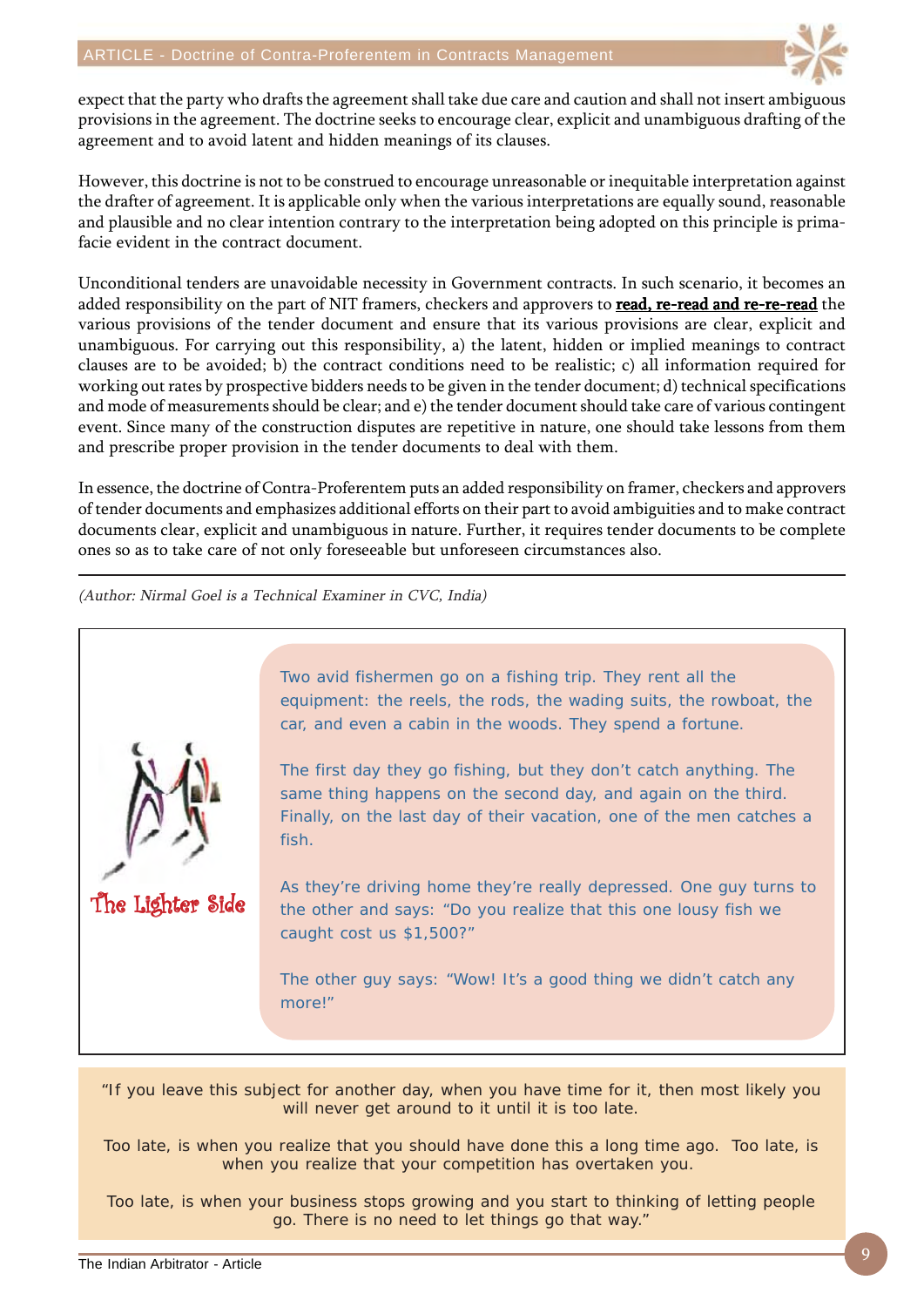expect that the party who drafts the agreement shall take due care and caution and shall not insert ambiguous provisions in the agreement. The doctrine seeks to encourage clear, explicit and unambiguous drafting of the agreement and to avoid latent and hidden meanings of its clauses.

However, this doctrine is not to be construed to encourage unreasonable or inequitable interpretation against the drafter of agreement. It is applicable only when the various interpretations are equally sound, reasonable and plausible and no clear intention contrary to the interpretation being adopted on this principle is prima-facie evident in the contract document.

Unconditional tenders are unavoidable necessity in Government contracts. In such scenario, it becomes an added responsibility on the part of NIT framers, checkers and approvers to **read, re-read and re-re-read** the various provisions of the tender document and ensure that its various provisions are clear, explicit and unambiguous. For carrying out this responsibility, a) the latent, hidden or implied meanings to contract clauses are to be avoided; b) the contract conditions need to be realistic; c) all information required for working out rates by prospective bidders needs to be given in the tender document; d) technical specifications and mode of measurements should be clear; and e) the tender document should take care of various contingent event. Since many of the construction disputes are repetitive in nature, one should take lessons from them and prescribe proper provision in the tender documents to deal with them.

In essence, the doctrine of Contra-Proferentem puts an added responsibility on framer, checkers and approvers of tender documents and emphasizes additional efforts on their part to avoid ambiguities and to make contract documents clear, explicit and unambiguous in nature. Further, it requires tender documents to be complete ones so as to take care of not only foreseeable but unforeseen circumstances also.

---

*(Author: Nirmal Goel is a Technical Examiner in CVC, India)*

## The Lighter Side

Two avid fishermen go on a fishing trip. They rent all the equipment: the reels, the rods, the wading suits, the rowboat, the car, and even a cabin in the woods. They spend a fortune.

The first day they go fishing, but they don't catch anything. The same thing happens on the second day, and again on the third. Finally, on the last day of their vacation, one of the men catches a fish.

As they're driving home they're really depressed. One guy turns to the other and says: "Do you realize that this one lousy fish we caught cost us $1,500?"

The other guy says: "Wow! It's a good thing we didn't catch any more!"

"If you leave this subject for another day, when you have time for it, then most likely you will never get around to it until it is too late.

Too late, is when you realize that you should have done this a long time ago. Too late, is when you realize that your competition has overtaken you.

Too late, is when your business stops growing and you start to thinking of letting people go. There is no need to let things go that way."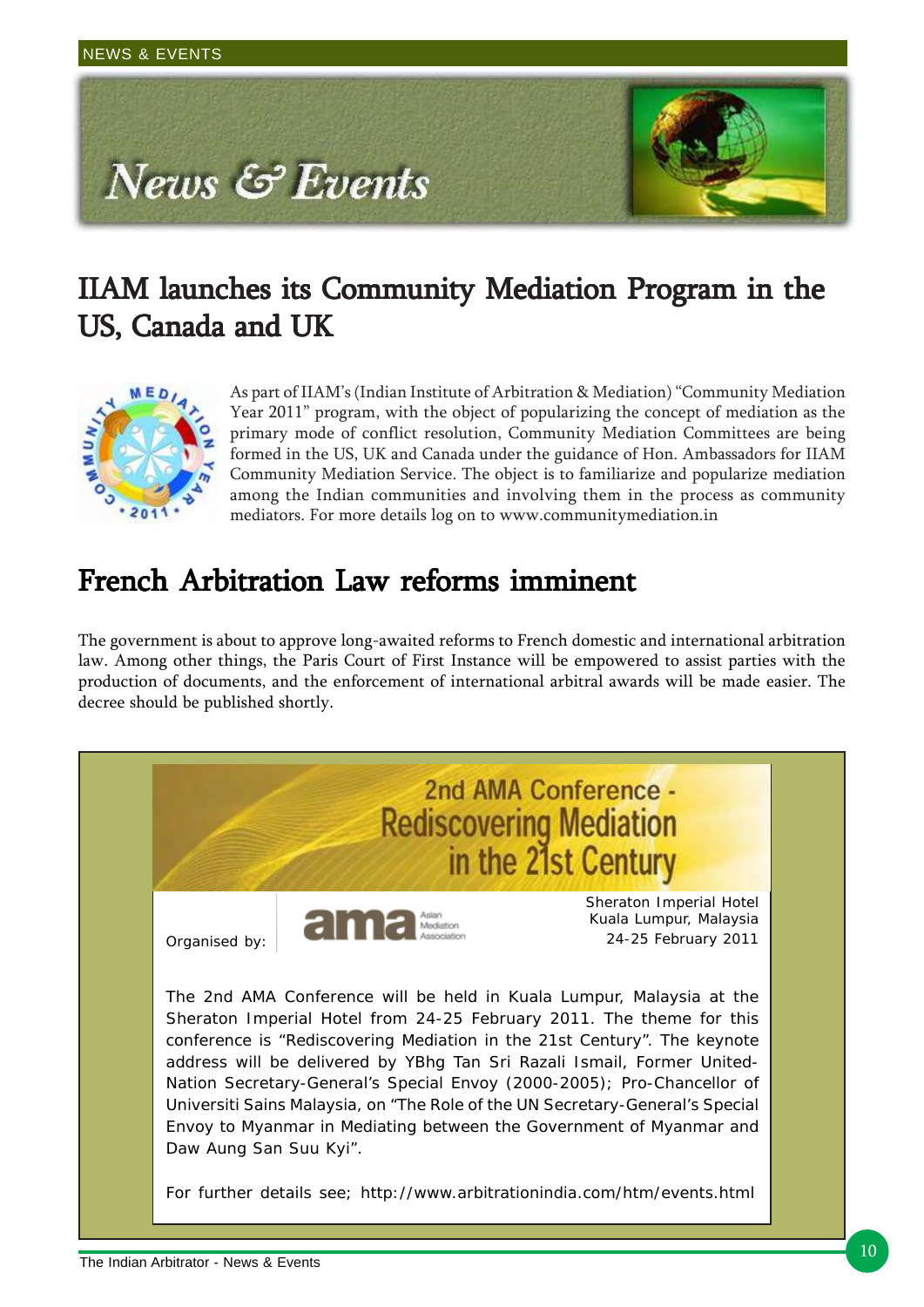# News & Events

## IIAM launches its Community Mediation Program in the US, Canada and UK

As part of IIAM's (Indian Institute of Arbitration & Mediation) "Community Mediation Year 2011" program, with the object of popularizing the concept of mediation as the primary mode of conflict resolution, Community Mediation Committees are being formed in the US, UK and Canada under the guidance of Hon. Ambassadors for IIAM Community Mediation Service. The object is to familiarize and popularize mediation among the Indian communities and involving them in the process as community mediators. For more details log on to www.communitymediation.in

## French Arbitration Law reforms imminent

The government is about to approve long-awaited reforms to French domestic and international arbitration law. Among other things, the Paris Court of First Instance will be empowered to assist parties with the production of documents, and the enforcement of international arbitral awards will be made easier. The decree should be published shortly.

### 2nd AMA Conference - Rediscovering Mediation in the 21st Century

Organised by: ama Asian Mediation Association

Sheraton Imperial Hotel
Kuala Lumpur, Malaysia
24-25 February 2011

The 2nd AMA Conference will be held in Kuala Lumpur, Malaysia at the Sheraton Imperial Hotel from 24-25 February 2011. The theme for this conference is "Rediscovering Mediation in the 21st Century". The keynote address will be delivered by YBhg Tan Sri Razali Ismail, Former United-Nation Secretary-General's Special Envoy (2000-2005); Pro-Chancellor of Universiti Sains Malaysia, on "The Role of the UN Secretary-General's Special Envoy to Myanmar in Mediating between the Government of Myanmar and Daw Aung San Suu Kyi".

For further details see; http://www.arbitrationindia.com/htm/events.html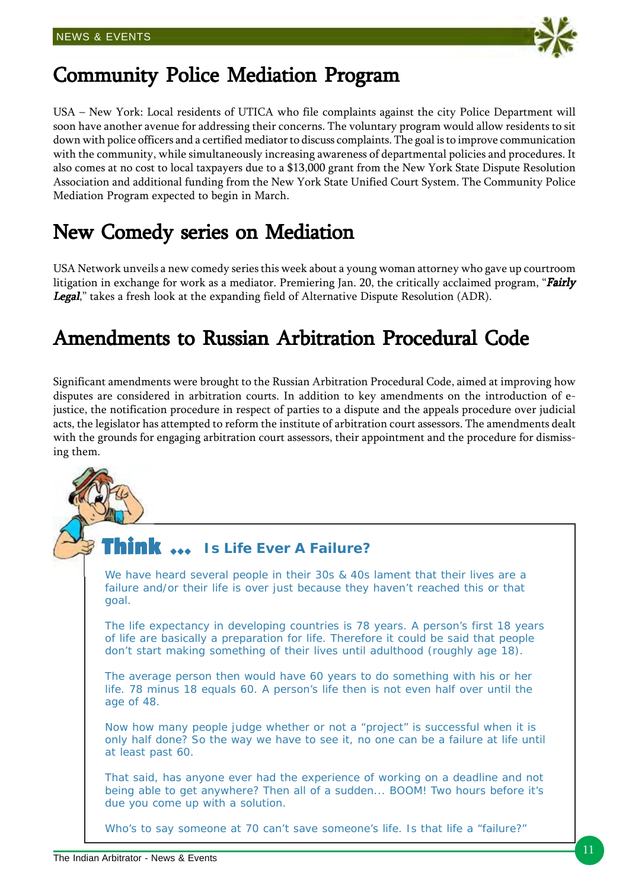## Community Police Mediation Program

USA – New York: Local residents of UTICA who file complaints against the city Police Department will soon have another avenue for addressing their concerns. The voluntary program would allow residents to sit down with police officers and a certified mediator to discuss complaints. The goal is to improve communication with the community, while simultaneously increasing awareness of departmental policies and procedures. It also comes at no cost to local taxpayers due to a $13,000 grant from the New York State Dispute Resolution Association and additional funding from the New York State Unified Court System. The Community Police Mediation Program expected to begin in March.

## New Comedy series on Mediation

USA Network unveils a new comedy series this week about a young woman attorney who gave up courtroom litigation in exchange for work as a mediator. Premiering Jan. 20, the critically acclaimed program, "***Fairly Legal***," takes a fresh look at the expanding field of Alternative Dispute Resolution (ADR).

## Amendments to Russian Arbitration Procedural Code

Significant amendments were brought to the Russian Arbitration Procedural Code, aimed at improving how disputes are considered in arbitration courts. In addition to key amendments on the introduction of e-justice, the notification procedure in respect of parties to a dispute and the appeals procedure over judicial acts, the legislator has attempted to reform the institute of arbitration court assessors. The amendments dealt with the grounds for engaging arbitration court assessors, their appointment and the procedure for dismissing them.

### Think ... Is Life Ever A Failure?

We have heard several people in their 30s & 40s lament that their lives are a failure and/or their life is over just because they haven't reached this or that goal.

The life expectancy in developing countries is 78 years. A person's first 18 years of life are basically a preparation for life. Therefore it could be said that people don't start making something of their lives until adulthood (roughly age 18).

The average person then would have 60 years to do something with his or her life. 78 minus 18 equals 60. A person's life then is not even half over until the age of 48.

Now how many people judge whether or not a "project" is successful when it is only half done? So the way we have to see it, no one can be a failure at life until at least past 60.

That said, has anyone ever had the experience of working on a deadline and not being able to get anywhere? Then all of a sudden... BOOM! Two hours before it's due you come up with a solution.

Who's to say someone at 70 can't save someone's life. Is that life a "failure?"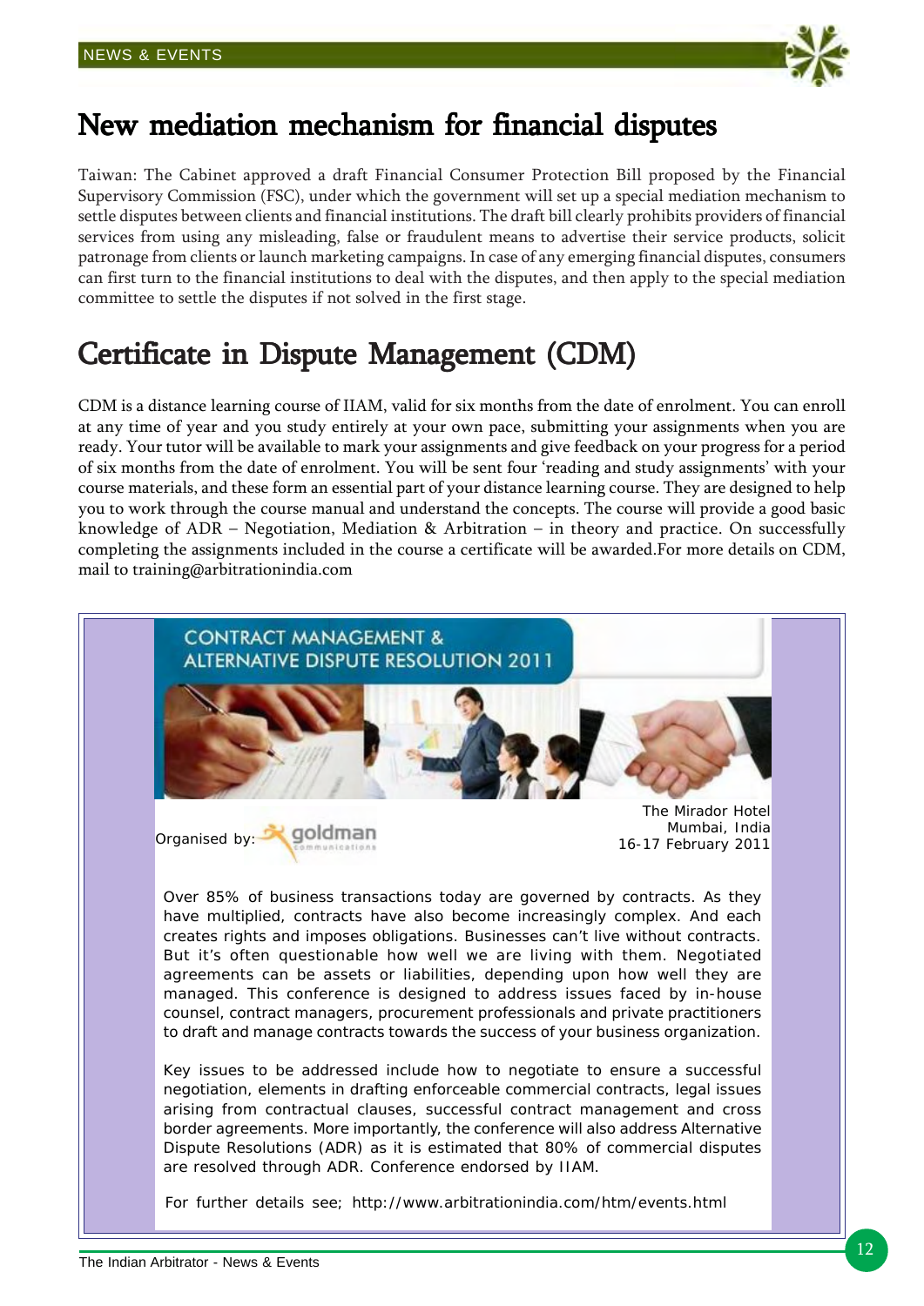# New mediation mechanism for financial disputes

Taiwan: The Cabinet approved a draft Financial Consumer Protection Bill proposed by the Financial Supervisory Commission (FSC), under which the government will set up a special mediation mechanism to settle disputes between clients and financial institutions. The draft bill clearly prohibits providers of financial services from using any misleading, false or fraudulent means to advertise their service products, solicit patronage from clients or launch marketing campaigns. In case of any emerging financial disputes, consumers can first turn to the financial institutions to deal with the disputes, and then apply to the special mediation committee to settle the disputes if not solved in the first stage.

# Certificate in Dispute Management (CDM)

CDM is a distance learning course of IIAM, valid for six months from the date of enrolment. You can enroll at any time of year and you study entirely at your own pace, submitting your assignments when you are ready. Your tutor will be available to mark your assignments and give feedback on your progress for a period of six months from the date of enrolment. You will be sent four 'reading and study assignments' with your course materials, and these form an essential part of your distance learning course. They are designed to help you to work through the course manual and understand the concepts. The course will provide a good basic knowledge of ADR – Negotiation, Mediation & Arbitration – in theory and practice. On successfully completing the assignments included in the course a certificate will be awarded.For more details on CDM, mail to training@arbitrationindia.com

## CONTRACT MANAGEMENT & ALTERNATIVE DISPUTE RESOLUTION 2011

Organised by: goldman communications

The Mirador Hotel
Mumbai, India
16-17 February 2011

Over 85% of business transactions today are governed by contracts. As they have multiplied, contracts have also become increasingly complex. And each creates rights and imposes obligations. Businesses can't live without contracts. But it's often questionable how well we are living with them. Negotiated agreements can be assets or liabilities, depending upon how well they are managed. This conference is designed to address issues faced by in-house counsel, contract managers, procurement professionals and private practitioners to draft and manage contracts towards the success of your business organization.

Key issues to be addressed include how to negotiate to ensure a successful negotiation, elements in drafting enforceable commercial contracts, legal issues arising from contractual clauses, successful contract management and cross border agreements. More importantly, the conference will also address Alternative Dispute Resolutions (ADR) as it is estimated that 80% of commercial disputes are resolved through ADR. Conference endorsed by IIAM.

For further details see; http://www.arbitrationindia.com/htm/events.html